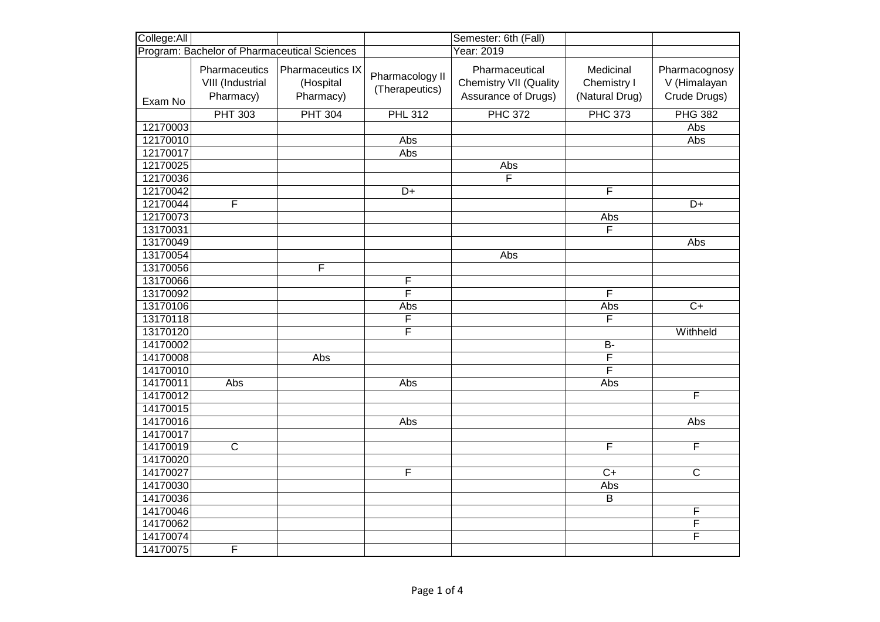| College:All | | | | Semester: 6th (Fall) | | |
|---|---|---|---|---|---|---|
| Program: Bachelor of Pharmaceutical Sciences | | | | Year: 2019 | | |
| Exam No | Pharmaceutics VIII (Industrial Pharmacy) | Pharmaceutics IX (Hospital Pharmacy) | Pharmacology II (Therapeutics) | Pharmaceutical Chemistry VII (Quality Assurance of Drugs) | Medicinal Chemistry I (Natural Drug) | Pharmacognosy V (Himalayan Crude Drugs) |
| | PHT 303 | PHT 304 | PHL 312 | PHC 372 | PHC 373 | PHG 382 |
| 12170003 | | | | | | Abs |
| 12170010 | | | Abs | | | Abs |
| 12170017 | | | Abs | | | |
| 12170025 | | | | Abs | | |
| 12170036 | | | | F | | |
| 12170042 | | | D+ | | F | |
| 12170044 | F | | | | | D+ |
| 12170073 | | | | | Abs | |
| 13170031 | | | | | F | |
| 13170049 | | | | | | Abs |
| 13170054 | | | | Abs | | |
| 13170056 | | F | | | | |
| 13170066 | | | F | | | |
| 13170092 | | | F | | F | |
| 13170106 | | | Abs | | Abs | C+ |
| 13170118 | | | F | | F | |
| 13170120 | | | F | | | Withheld |
| 14170002 | | | | | B- | |
| 14170008 | | Abs | | | F | |
| 14170010 | | | | | F | |
| 14170011 | Abs | | Abs | | Abs | |
| 14170012 | | | | | | F |
| 14170015 | | | | | | |
| 14170016 | | | Abs | | | Abs |
| 14170017 | | | | | | |
| 14170019 | C | | | | F | F |
| 14170020 | | | | | | |
| 14170027 | | | F | | C+ | C |
| 14170030 | | | | | Abs | |
| 14170036 | | | | | B | |
| 14170046 | | | | | | F |
| 14170062 | | | | | | F |
| 14170074 | | | | | | F |
| 14170075 | F | | | | | |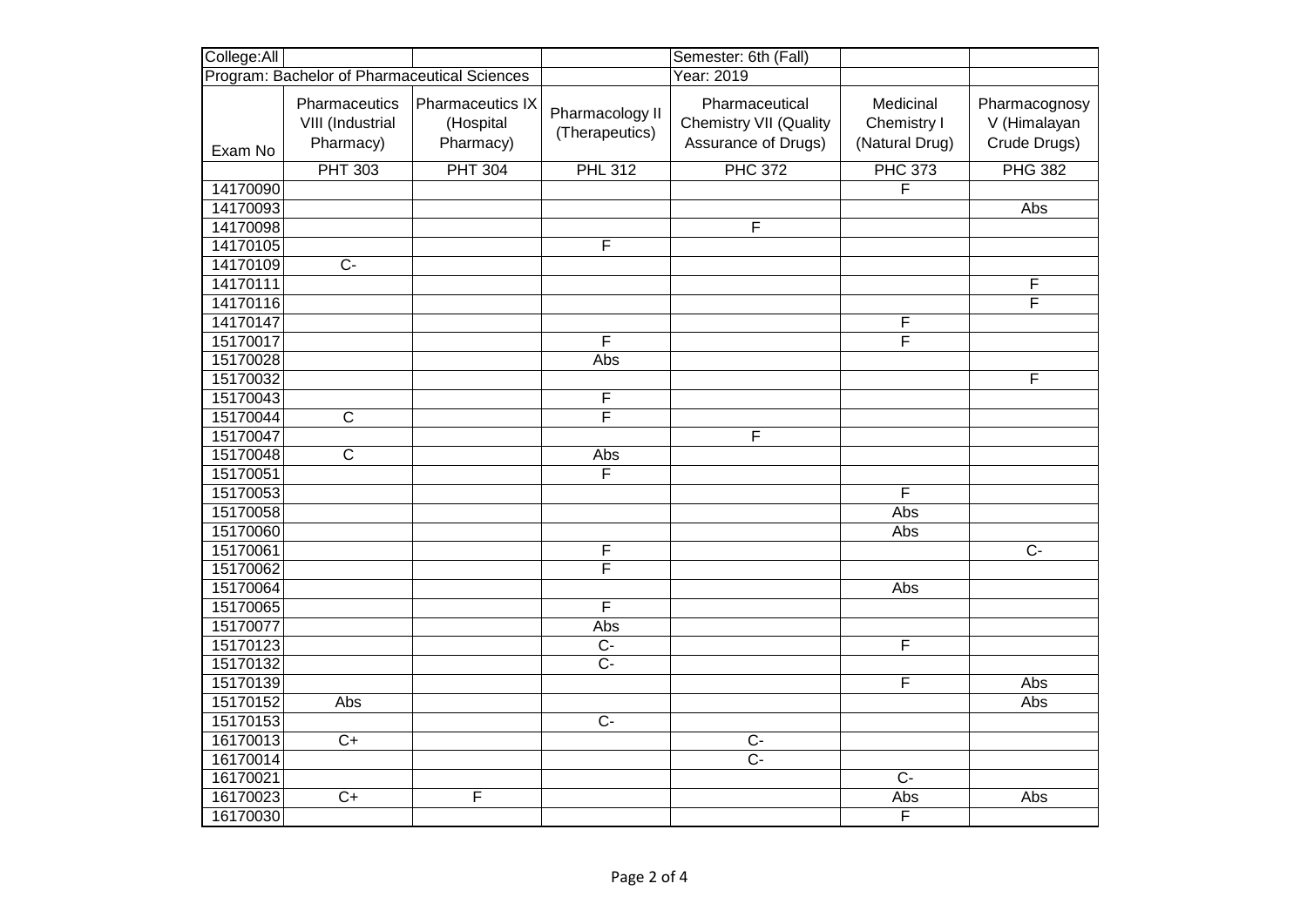| College:All | | | | Semester: 6th (Fall) | | |
|---|---|---|---|---|---|---|
| Program: Bachelor of Pharmaceutical Sciences | | | | Year: 2019 | | |
| Exam No | Pharmaceutics VIII (Industrial Pharmacy) | Pharmaceutics IX (Hospital Pharmacy) | Pharmacology II (Therapeutics) | Pharmaceutical Chemistry VII (Quality Assurance of Drugs) | Medicinal Chemistry I (Natural Drug) | Pharmacognosy V (Himalayan Crude Drugs) |
| | PHT 303 | PHT 304 | PHL 312 | PHC 372 | PHC 373 | PHG 382 |
| 14170090 | | | | | F | |
| 14170093 | | | | | | Abs |
| 14170098 | | | | F | | |
| 14170105 | | | F | | | |
| 14170109 | C- | | | | | |
| 14170111 | | | | | | F |
| 14170116 | | | | | | F |
| 14170147 | | | | | F | |
| 15170017 | | | F | | F | |
| 15170028 | | | Abs | | | |
| 15170032 | | | | | | F |
| 15170043 | | | F | | | |
| 15170044 | C | | F | | | |
| 15170047 | | | | F | | |
| 15170048 | C | | Abs | | | |
| 15170051 | | | F | | | |
| 15170053 | | | | | F | |
| 15170058 | | | | | Abs | |
| 15170060 | | | | | Abs | |
| 15170061 | | | F | | | C- |
| 15170062 | | | F | | | |
| 15170064 | | | | | Abs | |
| 15170065 | | | F | | | |
| 15170077 | | | Abs | | | |
| 15170123 | | | C- | | F | |
| 15170132 | | | C- | | | |
| 15170139 | | | | | F | Abs |
| 15170152 | Abs | | | | | Abs |
| 15170153 | | | C- | | | |
| 16170013 | C+ | | | C- | | |
| 16170014 | | | | C- | | |
| 16170021 | | | | | C- | |
| 16170023 | C+ | F | | | Abs | Abs |
| 16170030 | | | | | F | |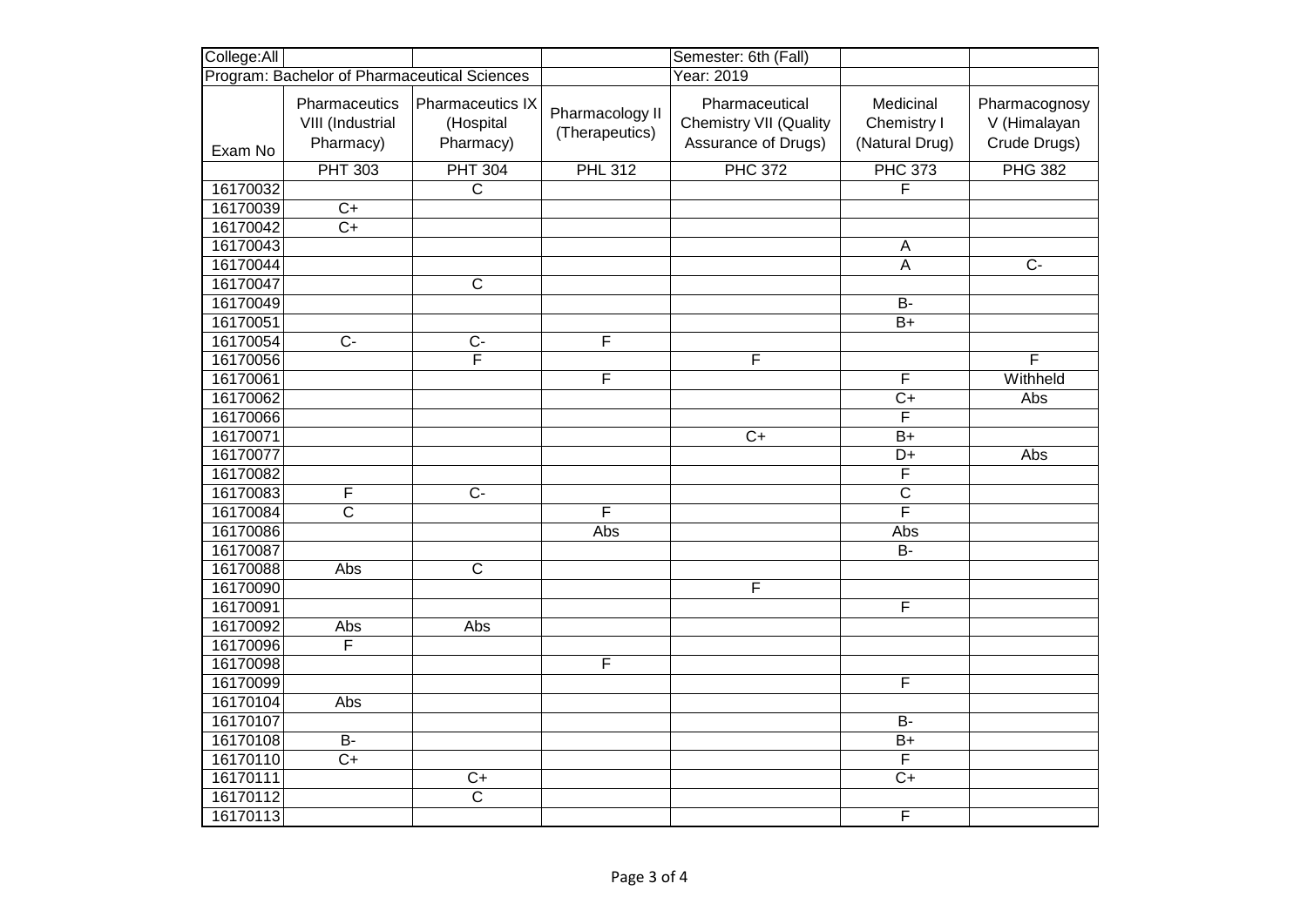| College:All | | | | Semester: 6th (Fall) | | |
|---|---|---|---|---|---|---|
| Program: Bachelor of Pharmaceutical Sciences | | | | Year: 2019 | | |
| Exam No | Pharmaceutics VIII (Industrial Pharmacy) | Pharmaceutics IX (Hospital Pharmacy) | Pharmacology II (Therapeutics) | Pharmaceutical Chemistry VII (Quality Assurance of Drugs) | Medicinal Chemistry I (Natural Drug) | Pharmacognosy V (Himalayan Crude Drugs) |
| | PHT 303 | PHT 304 | PHL 312 | PHC 372 | PHC 373 | PHG 382 |
| 16170032 | | C | | | F | |
| 16170039 | C+ | | | | | |
| 16170042 | C+ | | | | | |
| 16170043 | | | | | A | |
| 16170044 | | | | | A | C- |
| 16170047 | | C | | | | |
| 16170049 | | | | | B- | |
| 16170051 | | | | | B+ | |
| 16170054 | C- | C- | F | | | |
| 16170056 | | F | | F | | F |
| 16170061 | | | F | | F | Withheld |
| 16170062 | | | | | C+ | Abs |
| 16170066 | | | | | F | |
| 16170071 | | | | C+ | B+ | |
| 16170077 | | | | | D+ | Abs |
| 16170082 | | | | | F | |
| 16170083 | F | C- | | | C | |
| 16170084 | C | | F | | F | |
| 16170086 | | | Abs | | Abs | |
| 16170087 | | | | | B- | |
| 16170088 | Abs | C | | | | |
| 16170090 | | | | F | | |
| 16170091 | | | | | F | |
| 16170092 | Abs | Abs | | | | |
| 16170096 | F | | | | | |
| 16170098 | | | F | | | |
| 16170099 | | | | | F | |
| 16170104 | Abs | | | | | |
| 16170107 | | | | | B- | |
| 16170108 | B- | | | | B+ | |
| 16170110 | C+ | | | | F | |
| 16170111 | | C+ | | | C+ | |
| 16170112 | | C | | | | |
| 16170113 | | | | | F | |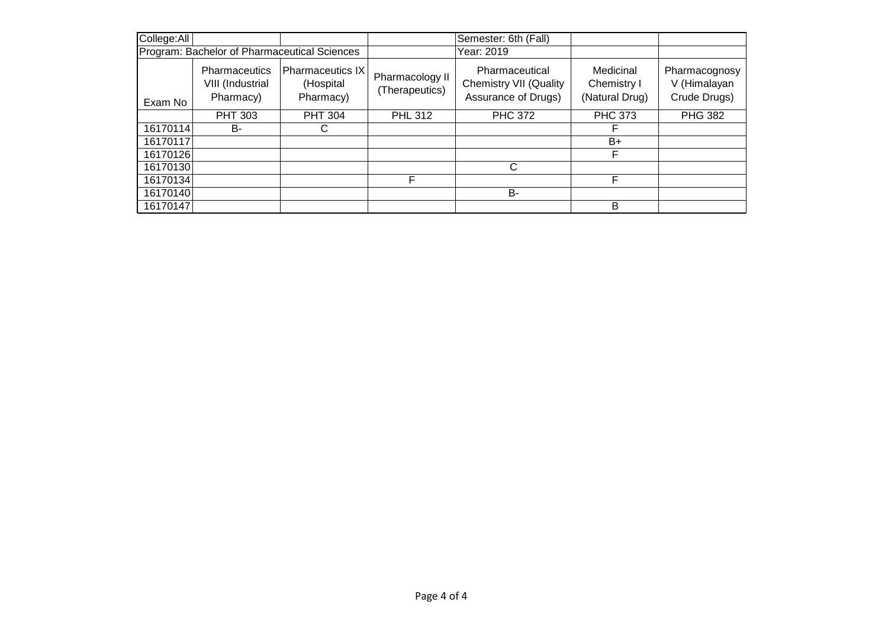| College:All | | | | Semester: 6th (Fall) | | |
|---|---|---|---|---|---|---|
| Program: Bachelor of Pharmaceutical Sciences | | | | Year: 2019 | | |
| Exam No | Pharmaceutics VIII (Industrial Pharmacy) | Pharmaceutics IX (Hospital Pharmacy) | Pharmacology II (Therapeutics) | Pharmaceutical Chemistry VII (Quality Assurance of Drugs) | Medicinal Chemistry I (Natural Drug) | Pharmacognosy V (Himalayan Crude Drugs) |
| | PHT 303 | PHT 304 | PHL 312 | PHC 372 | PHC 373 | PHG 382 |
| 16170114 | B- | C | | | F | |
| 16170117 | | | | | B+ | |
| 16170126 | | | | | F | |
| 16170130 | | | | C | | |
| 16170134 | | | F | | F | |
| 16170140 | | | | B- | | |
| 16170147 | | | | | B | |